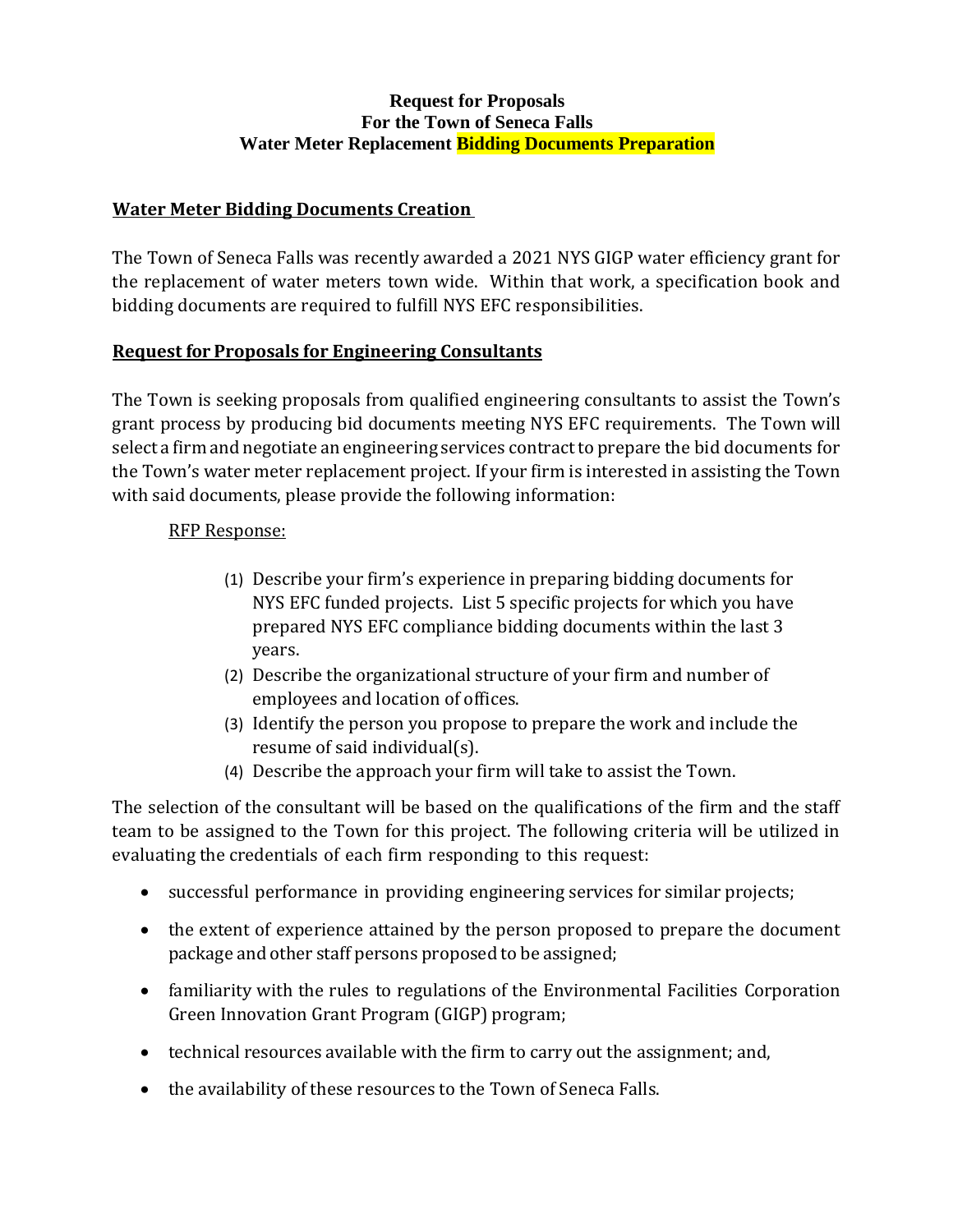# Request for Proposals
# For the Town of Seneca Falls
# Water Meter Replacement Bidding Documents Preparation

## Water Meter Bidding Documents Creation

The Town of Seneca Falls was recently awarded a 2021 NYS GIGP water efficiency grant for the replacement of water meters town wide. Within that work, a specification book and bidding documents are required to fulfill NYS EFC responsibilities.

## Request for Proposals for Engineering Consultants

The Town is seeking proposals from qualified engineering consultants to assist the Town's grant process by producing bid documents meeting NYS EFC requirements. The Town will select a firm and negotiate an engineering services contract to prepare the bid documents for the Town's water meter replacement project. If your firm is interested in assisting the Town with said documents, please provide the following information:

RFP Response:

(1) Describe your firm's experience in preparing bidding documents for NYS EFC funded projects. List 5 specific projects for which you have prepared NYS EFC compliance bidding documents within the last 3 years.
(2) Describe the organizational structure of your firm and number of employees and location of offices.
(3) Identify the person you propose to prepare the work and include the resume of said individual(s).
(4) Describe the approach your firm will take to assist the Town.

The selection of the consultant will be based on the qualifications of the firm and the staff team to be assigned to the Town for this project. The following criteria will be utilized in evaluating the credentials of each firm responding to this request:

- successful performance in providing engineering services for similar projects;
- the extent of experience attained by the person proposed to prepare the document package and other staff persons proposed to be assigned;
- familiarity with the rules to regulations of the Environmental Facilities Corporation Green Innovation Grant Program (GIGP) program;
- technical resources available with the firm to carry out the assignment; and,
- the availability of these resources to the Town of Seneca Falls.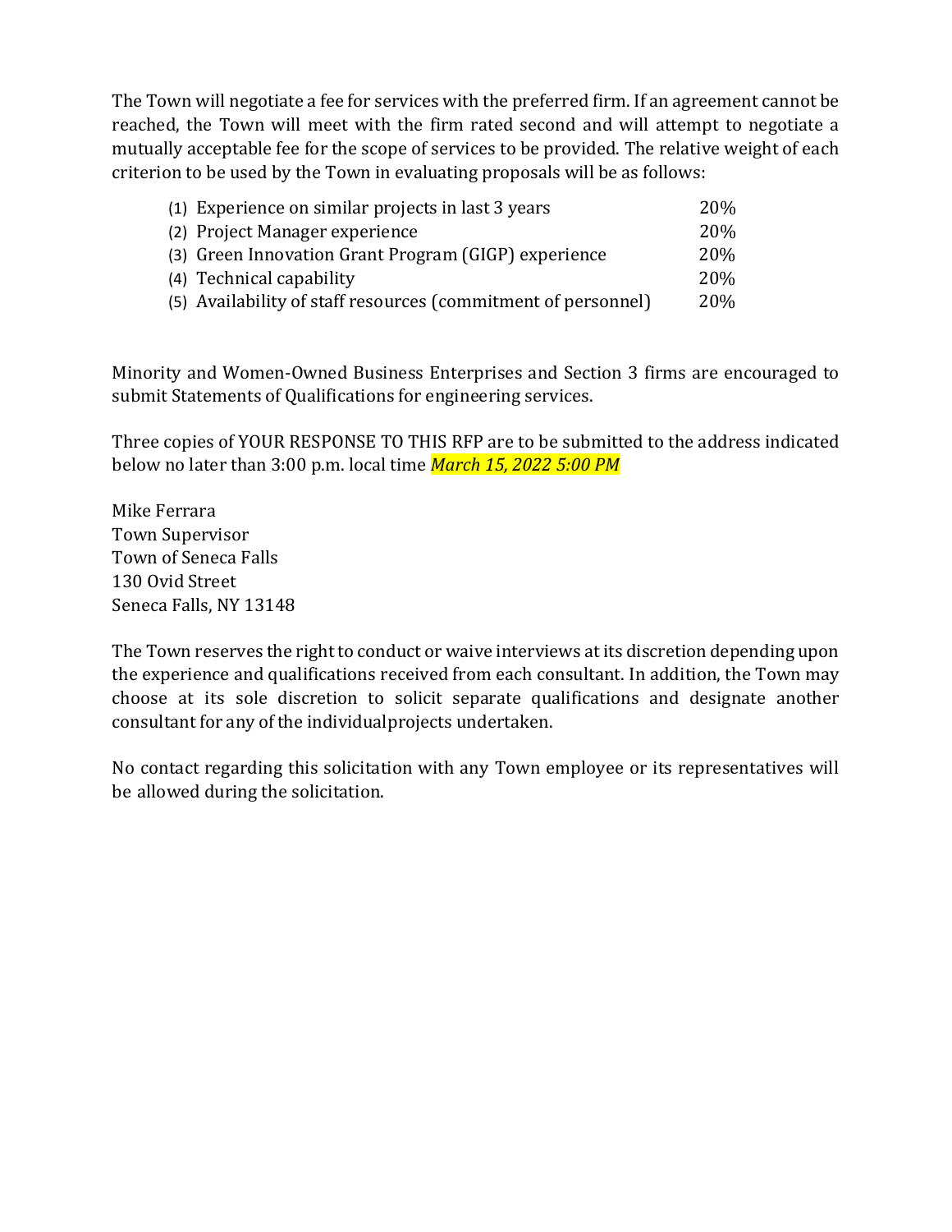The Town will negotiate a fee for services with the preferred firm. If an agreement cannot be reached, the Town will meet with the firm rated second and will attempt to negotiate a mutually acceptable fee for the scope of services to be provided. The relative weight of each criterion to be used by the Town in evaluating proposals will be as follows:

| | |
|---|---|
| (1) Experience on similar projects in last 3 years | 20% |
| (2) Project Manager experience | 20% |
| (3) Green Innovation Grant Program (GIGP) experience | 20% |
| (4) Technical capability | 20% |
| (5) Availability of staff resources (commitment of personnel) | 20% |

Minority and Women-Owned Business Enterprises and Section 3 firms are encouraged to submit Statements of Qualifications for engineering services.

Three copies of YOUR RESPONSE TO THIS RFP are to be submitted to the address indicated below no later than 3:00 p.m. local time *March 15, 2022 5:00 PM*

Mike Ferrara
Town Supervisor
Town of Seneca Falls
130 Ovid Street
Seneca Falls, NY 13148

The Town reserves the right to conduct or waive interviews at its discretion depending upon the experience and qualifications received from each consultant. In addition, the Town may choose at its sole discretion to solicit separate qualifications and designate another consultant for any of the individualprojects undertaken.

No contact regarding this solicitation with any Town employee or its representatives will be allowed during the solicitation.